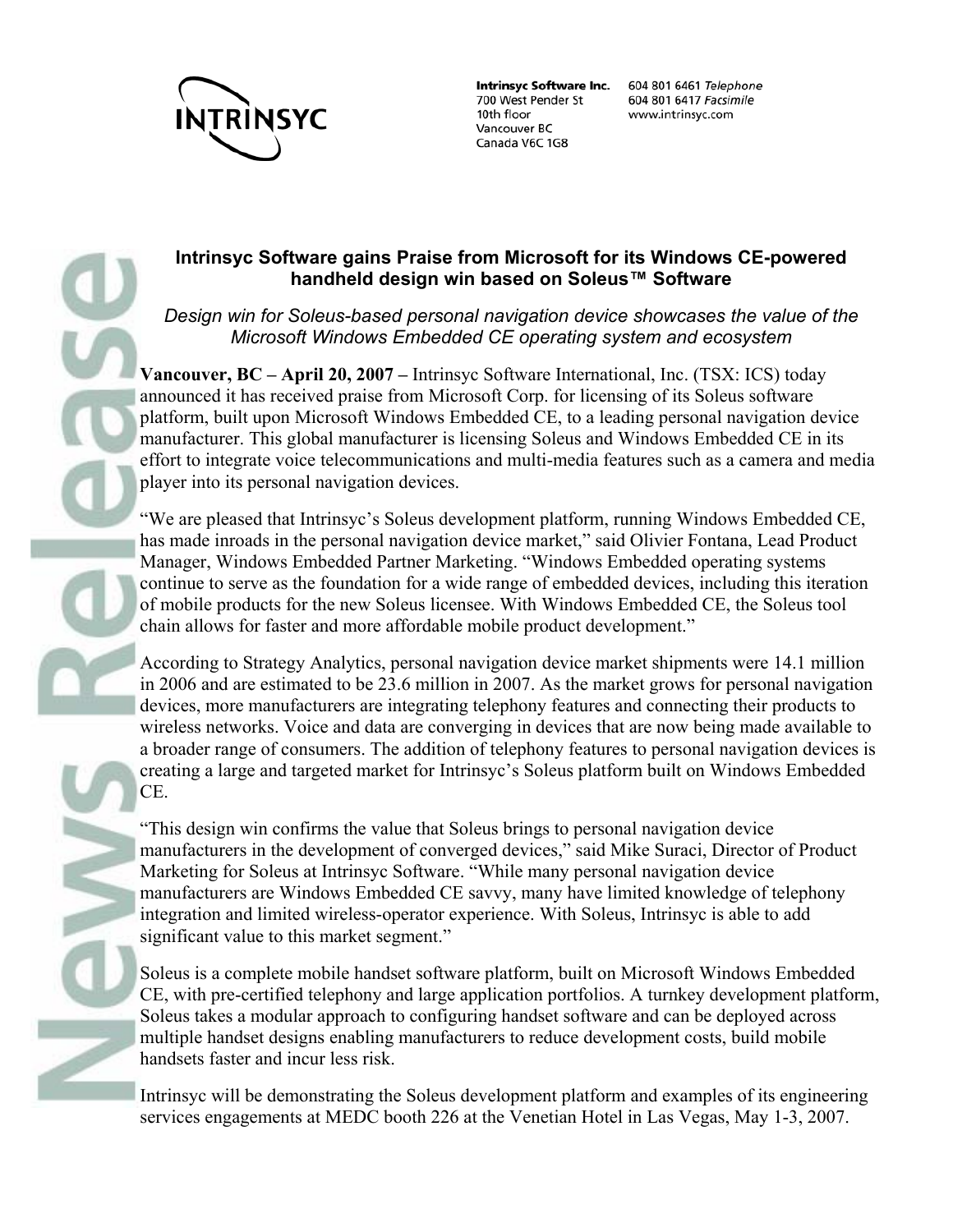**Intrinsyc Software Inc.**
700 West Pender St
10th floor
Vancouver BC
Canada V6C 1G8

604 801 6461 *Telephone*
604 801 6417 *Facsimile*
www.intrinsyc.com

## Intrinsyc Software gains Praise from Microsoft for its Windows CE-powered handheld design win based on Soleus™ Software

*Design win for Soleus-based personal navigation device showcases the value of the Microsoft Windows Embedded CE operating system and ecosystem*

**Vancouver, BC – April 20, 2007 –** Intrinsyc Software International, Inc. (TSX: ICS) today announced it has received praise from Microsoft Corp. for licensing of its Soleus software platform, built upon Microsoft Windows Embedded CE, to a leading personal navigation device manufacturer. This global manufacturer is licensing Soleus and Windows Embedded CE in its effort to integrate voice telecommunications and multi-media features such as a camera and media player into its personal navigation devices.

"We are pleased that Intrinsyc's Soleus development platform, running Windows Embedded CE, has made inroads in the personal navigation device market," said Olivier Fontana, Lead Product Manager, Windows Embedded Partner Marketing. "Windows Embedded operating systems continue to serve as the foundation for a wide range of embedded devices, including this iteration of mobile products for the new Soleus licensee. With Windows Embedded CE, the Soleus tool chain allows for faster and more affordable mobile product development."

According to Strategy Analytics, personal navigation device market shipments were 14.1 million in 2006 and are estimated to be 23.6 million in 2007. As the market grows for personal navigation devices, more manufacturers are integrating telephony features and connecting their products to wireless networks. Voice and data are converging in devices that are now being made available to a broader range of consumers. The addition of telephony features to personal navigation devices is creating a large and targeted market for Intrinsyc's Soleus platform built on Windows Embedded CE.

"This design win confirms the value that Soleus brings to personal navigation device manufacturers in the development of converged devices," said Mike Suraci, Director of Product Marketing for Soleus at Intrinsyc Software. "While many personal navigation device manufacturers are Windows Embedded CE savvy, many have limited knowledge of telephony integration and limited wireless-operator experience. With Soleus, Intrinsyc is able to add significant value to this market segment."

Soleus is a complete mobile handset software platform, built on Microsoft Windows Embedded CE, with pre-certified telephony and large application portfolios. A turnkey development platform, Soleus takes a modular approach to configuring handset software and can be deployed across multiple handset designs enabling manufacturers to reduce development costs, build mobile handsets faster and incur less risk.

Intrinsyc will be demonstrating the Soleus development platform and examples of its engineering services engagements at MEDC booth 226 at the Venetian Hotel in Las Vegas, May 1-3, 2007.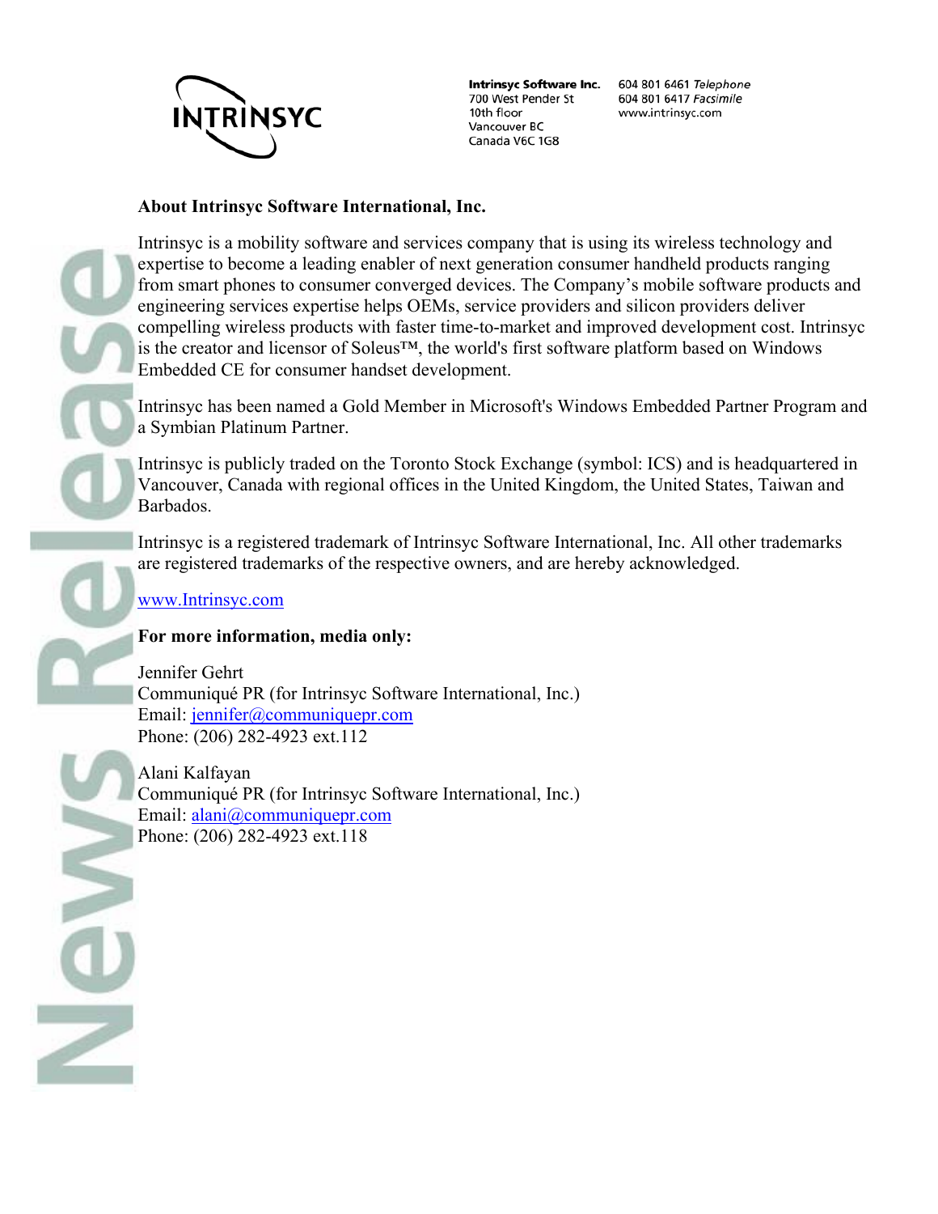**Intrinsyc Software Inc.**
700 West Pender St
10th floor
Vancouver BC
Canada V6C 1G8

604 801 6461 *Telephone*
604 801 6417 *Facsimile*
www.intrinsyc.com

**About Intrinsyc Software International, Inc.**

Intrinsyc is a mobility software and services company that is using its wireless technology and expertise to become a leading enabler of next generation consumer handheld products ranging from smart phones to consumer converged devices. The Company's mobile software products and engineering services expertise helps OEMs, service providers and silicon providers deliver compelling wireless products with faster time-to-market and improved development cost. Intrinsyc is the creator and licensor of Soleus™, the world's first software platform based on Windows Embedded CE for consumer handset development.

Intrinsyc has been named a Gold Member in Microsoft's Windows Embedded Partner Program and a Symbian Platinum Partner.

Intrinsyc is publicly traded on the Toronto Stock Exchange (symbol: ICS) and is headquartered in Vancouver, Canada with regional offices in the United Kingdom, the United States, Taiwan and Barbados.

Intrinsyc is a registered trademark of Intrinsyc Software International, Inc. All other trademarks are registered trademarks of the respective owners, and are hereby acknowledged.

www.Intrinsyc.com

**For more information, media only:**

Jennifer Gehrt
Communiqué PR (for Intrinsyc Software International, Inc.)
Email: jennifer@communiquepr.com
Phone: (206) 282-4923 ext.112

Alani Kalfayan
Communiqué PR (for Intrinsyc Software International, Inc.)
Email: alani@communiquepr.com
Phone: (206) 282-4923 ext.118